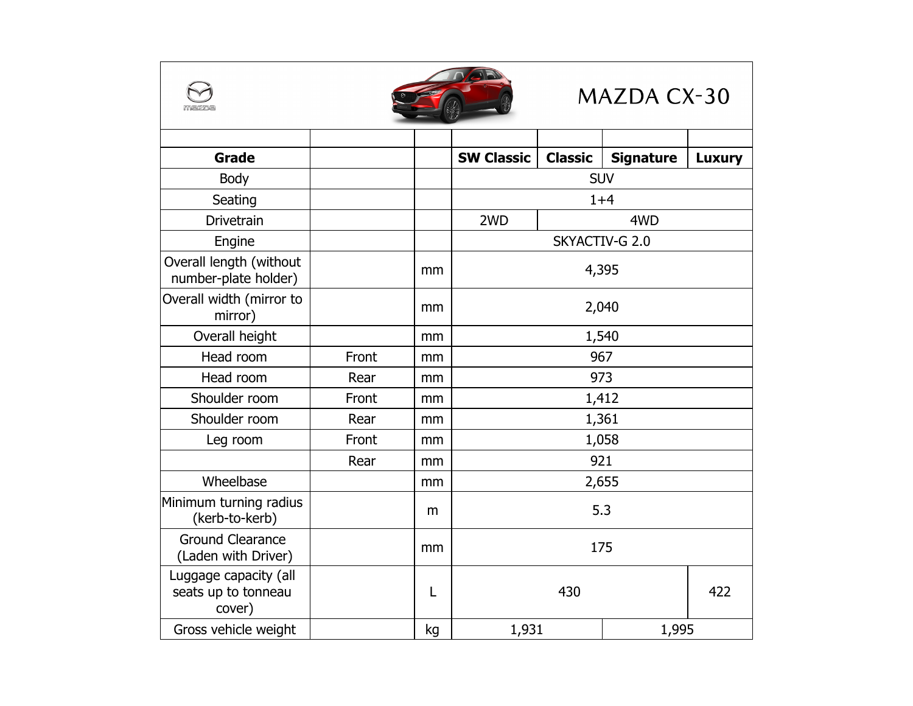# MAZDA CX-30

| Grade | | | SW Classic | Classic | Signature | Luxury |
|---|---|---|---|---|---|---|
| Body | | | SUV | | | |
| Seating | | | 1+4 | | | |
| Drivetrain | | | 2WD | 4WD | | |
| Engine | | | SKYACTIV-G 2.0 | | | |
| Overall length (without number-plate holder) | | mm | 4,395 | | | |
| Overall width (mirror to mirror) | | mm | 2,040 | | | |
| Overall height | | mm | 1,540 | | | |
| Head room | Front | mm | 967 | | | |
| Head room | Rear | mm | 973 | | | |
| Shoulder room | Front | mm | 1,412 | | | |
| Shoulder room | Rear | mm | 1,361 | | | |
| Leg room | Front | mm | 1,058 | | | |
| | Rear | mm | 921 | | | |
| Wheelbase | | mm | 2,655 | | | |
| Minimum turning radius (kerb-to-kerb) | | m | 5.3 | | | |
| Ground Clearance (Laden with Driver) | | mm | 175 | | | |
| Luggage capacity (all seats up to tonneau cover) | | L | 430 | | | 422 |
| Gross vehicle weight | | kg | 1,931 | | 1,995 | |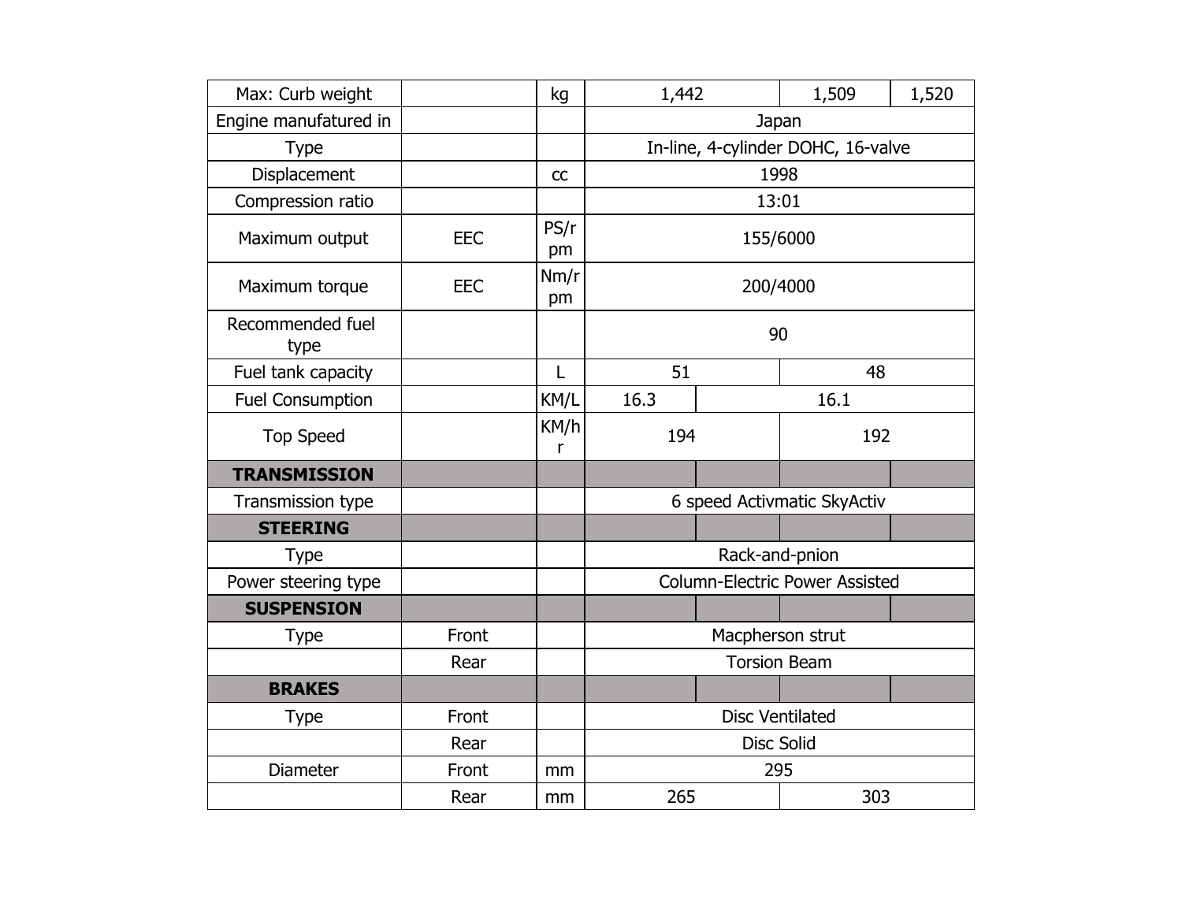| Max: Curb weight | | kg | 1,442 | | 1,509 | 1,520 |
|---|---|---|---|---|---|---|
| Engine manufatured in | | | Japan | | | |
| Type | | | In-line, 4-cylinder DOHC, 16-valve | | | |
| Displacement | | cc | 1998 | | | |
| Compression ratio | | | 13:01 | | | |
| Maximum output | EEC | PS/rpm | 155/6000 | | | |
| Maximum torque | EEC | Nm/rpm | 200/4000 | | | |
| Recommended fuel type | | | 90 | | | |
| Fuel tank capacity | | L | 51 | | 48 | |
| Fuel Consumption | | KM/L | 16.3 | 16.1 | | |
| Top Speed | | KM/hr | 194 | | 192 | |
| **TRANSMISSION** | | | | | | |
| Transmission type | | | 6 speed Activmatic SkyActiv | | | |
| **STEERING** | | | | | | |
| Type | | | Rack-and-pnion | | | |
| Power steering type | | | Column-Electric Power Assisted | | | |
| **SUSPENSION** | | | | | | |
| Type | Front | | Macpherson strut | | | |
| | Rear | | Torsion Beam | | | |
| **BRAKES** | | | | | | |
| Type | Front | | Disc Ventilated | | | |
| | Rear | | Disc Solid | | | |
| Diameter | Front | mm | 295 | | | |
| | Rear | mm | 265 | | 303 | |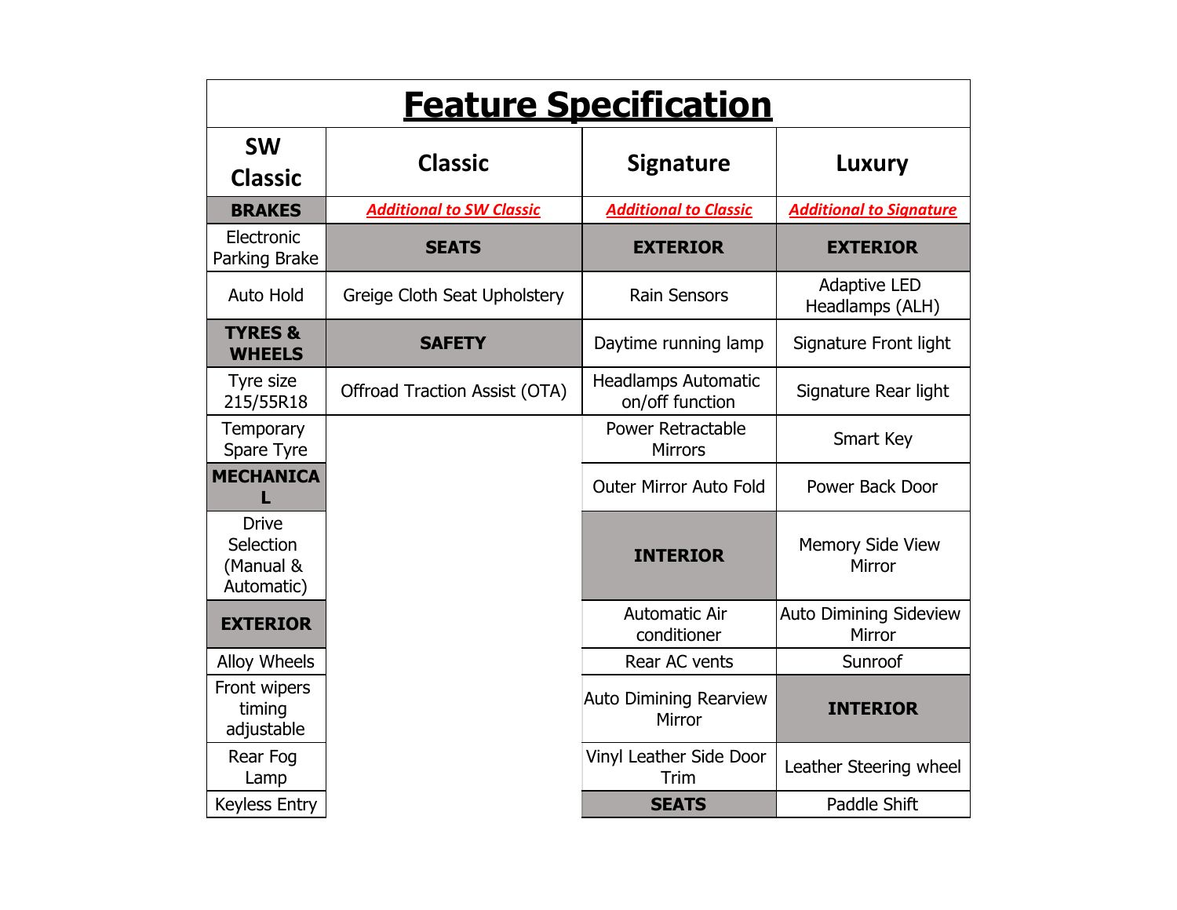# Feature Specification

| SW Classic | Classic | Signature | Luxury |
|---|---|---|---|
| **BRAKES** | ***Additional to SW Classic*** | ***Additional to Classic*** | ***Additional to Signature*** |
| Electronic Parking Brake | **SEATS** | **EXTERIOR** | **EXTERIOR** |
| Auto Hold | Greige Cloth Seat Upholstery | Rain Sensors | Adaptive LED Headlamps (ALH) |
| **TYRES & WHEELS** | **SAFETY** | Daytime running lamp | Signature Front light |
| Tyre size 215/55R18 | Offroad Traction Assist (OTA) | Headlamps Automatic on/off function | Signature Rear light |
| Temporary Spare Tyre | | Power Retractable Mirrors | Smart Key |
| **MECHANICAL** | | Outer Mirror Auto Fold | Power Back Door |
| Drive Selection (Manual & Automatic) | | **INTERIOR** | Memory Side View Mirror |
| **EXTERIOR** | | Automatic Air conditioner | Auto Dimining Sideview Mirror |
| Alloy Wheels | | Rear AC vents | Sunroof |
| Front wipers timing adjustable | | Auto Dimining Rearview Mirror | **INTERIOR** |
| Rear Fog Lamp | | Vinyl Leather Side Door Trim | Leather Steering wheel |
| Keyless Entry | | **SEATS** | Paddle Shift |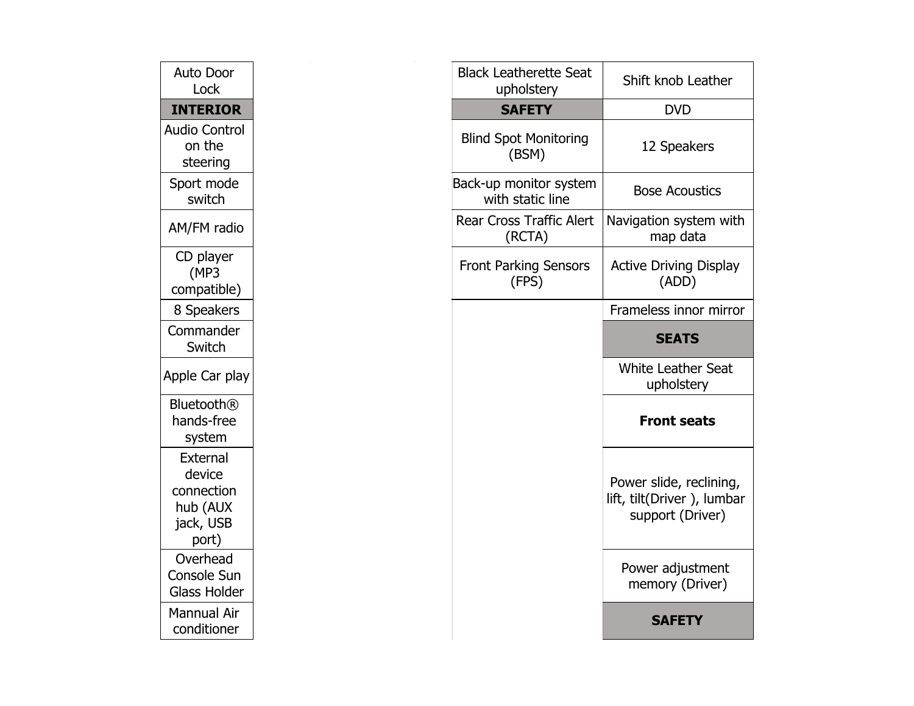| Auto Door Lock |
|---|
| **INTERIOR** |
| Audio Control on the steering |
| Sport mode switch |
| AM/FM radio |
| CD player (MP3 compatible) |
| 8 Speakers |
| Commander Switch |
| Apple Car play |
| Bluetooth® hands-free system |
| External device connection hub (AUX jack, USB port) |
| Overhead Console Sun Glass Holder |
| Mannual Air conditioner |

| Black Leatherette Seat upholstery | Shift knob Leather |
|---|---|
| **SAFETY** | DVD |
| Blind Spot Monitoring (BSM) | 12 Speakers |
| Back-up monitor system with static line | Bose Acoustics |
| Rear Cross Traffic Alert (RCTA) | Navigation system with map data |
| Front Parking Sensors (FPS) | Active Driving Display (ADD) |
| | Frameless innor mirror |
| | **SEATS** |
| | White Leather Seat upholstery |
| | **Front seats** |
| | Power slide, reclining, lift, tilt(Driver ), lumbar support (Driver) |
| | Power adjustment memory (Driver) |
| | **SAFETY** |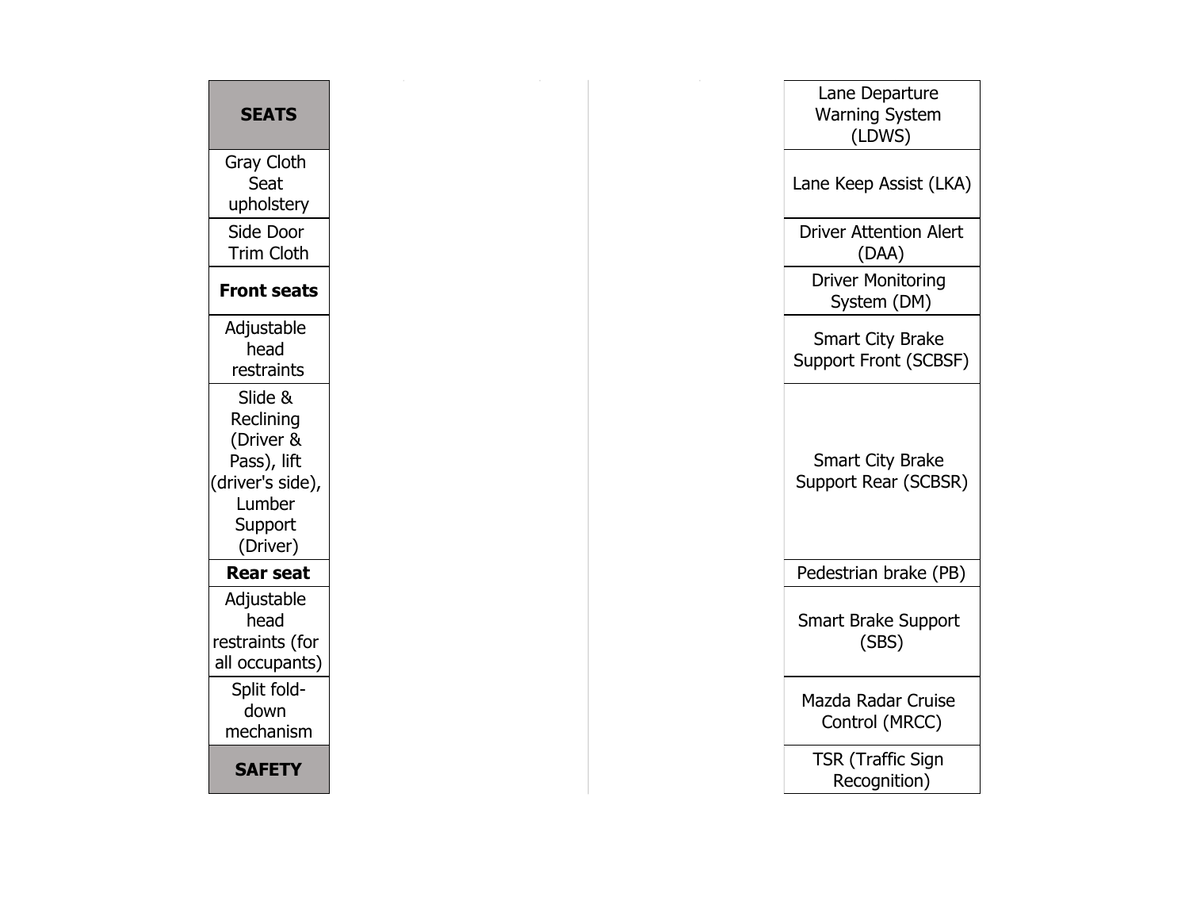| SEATS |
|---|
| Gray Cloth Seat upholstery |
| Side Door Trim Cloth |
| **Front seats** |
| Adjustable head restraints |
| Slide & Reclining (Driver & Pass), lift (driver's side), Lumber Support (Driver) |
| **Rear seat** |
| Adjustable head restraints (for all occupants) |
| Split fold-down mechanism |
| **SAFETY** |

| Lane Departure Warning System (LDWS) |
|---|
| Lane Keep Assist (LKA) |
| Driver Attention Alert (DAA) |
| Driver Monitoring System (DM) |
| Smart City Brake Support Front (SCBSF) |
| Smart City Brake Support Rear (SCBSR) |
| Pedestrian brake (PB) |
| Smart Brake Support (SBS) |
| Mazda Radar Cruise Control (MRCC) |
| TSR (Traffic Sign Recognition) |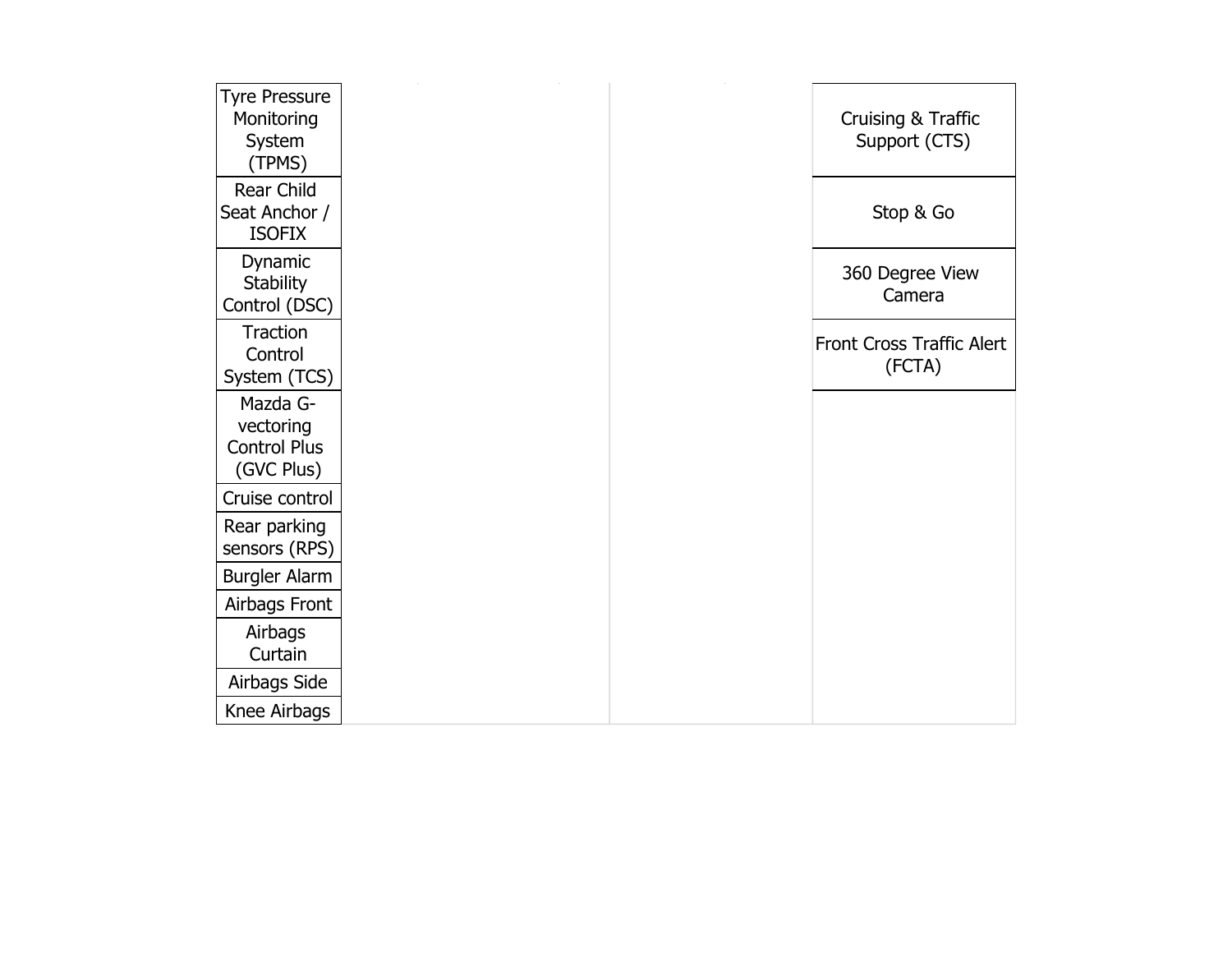| | | | |
|---|---|---|---|
| Tyre Pressure Monitoring System (TPMS) | | | Cruising & Traffic Support (CTS) |
| Rear Child Seat Anchor / ISOFIX | | | Stop & Go |
| Dynamic Stability Control (DSC) | | | 360 Degree View Camera |
| Traction Control System (TCS) | | | Front Cross Traffic Alert (FCTA) |
| Mazda G-vectoring Control Plus (GVC Plus) | | | |
| Cruise control | | | |
| Rear parking sensors (RPS) | | | |
| Burgler Alarm | | | |
| Airbags Front | | | |
| Airbags Curtain | | | |
| Airbags Side | | | |
| Knee Airbags | | | |